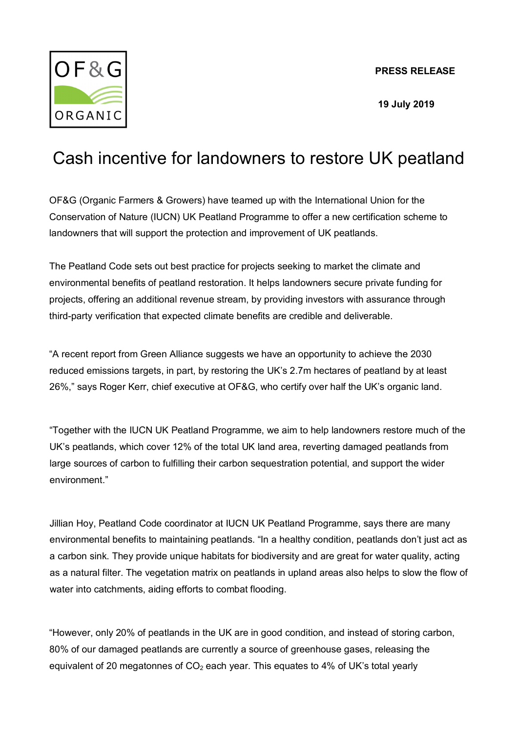OF&G ORGANIC

**PRESS RELEASE**

**19 July 2019**

# Cash incentive for landowners to restore UK peatland

OF&G (Organic Farmers & Growers) have teamed up with the International Union for the Conservation of Nature (IUCN) UK Peatland Programme to offer a new certification scheme to landowners that will support the protection and improvement of UK peatlands.

The Peatland Code sets out best practice for projects seeking to market the climate and environmental benefits of peatland restoration. It helps landowners secure private funding for projects, offering an additional revenue stream, by providing investors with assurance through third-party verification that expected climate benefits are credible and deliverable.

"A recent report from Green Alliance suggests we have an opportunity to achieve the 2030 reduced emissions targets, in part, by restoring the UK's 2.7m hectares of peatland by at least 26%," says Roger Kerr, chief executive at OF&G, who certify over half the UK's organic land.

"Together with the IUCN UK Peatland Programme, we aim to help landowners restore much of the UK's peatlands, which cover 12% of the total UK land area, reverting damaged peatlands from large sources of carbon to fulfilling their carbon sequestration potential, and support the wider environment."

Jillian Hoy, Peatland Code coordinator at IUCN UK Peatland Programme, says there are many environmental benefits to maintaining peatlands. "In a healthy condition, peatlands don't just act as a carbon sink. They provide unique habitats for biodiversity and are great for water quality, acting as a natural filter. The vegetation matrix on peatlands in upland areas also helps to slow the flow of water into catchments, aiding efforts to combat flooding.

"However, only 20% of peatlands in the UK are in good condition, and instead of storing carbon, 80% of our damaged peatlands are currently a source of greenhouse gases, releasing the equivalent of 20 megatonnes of $CO_2$ each year. This equates to 4% of UK's total yearly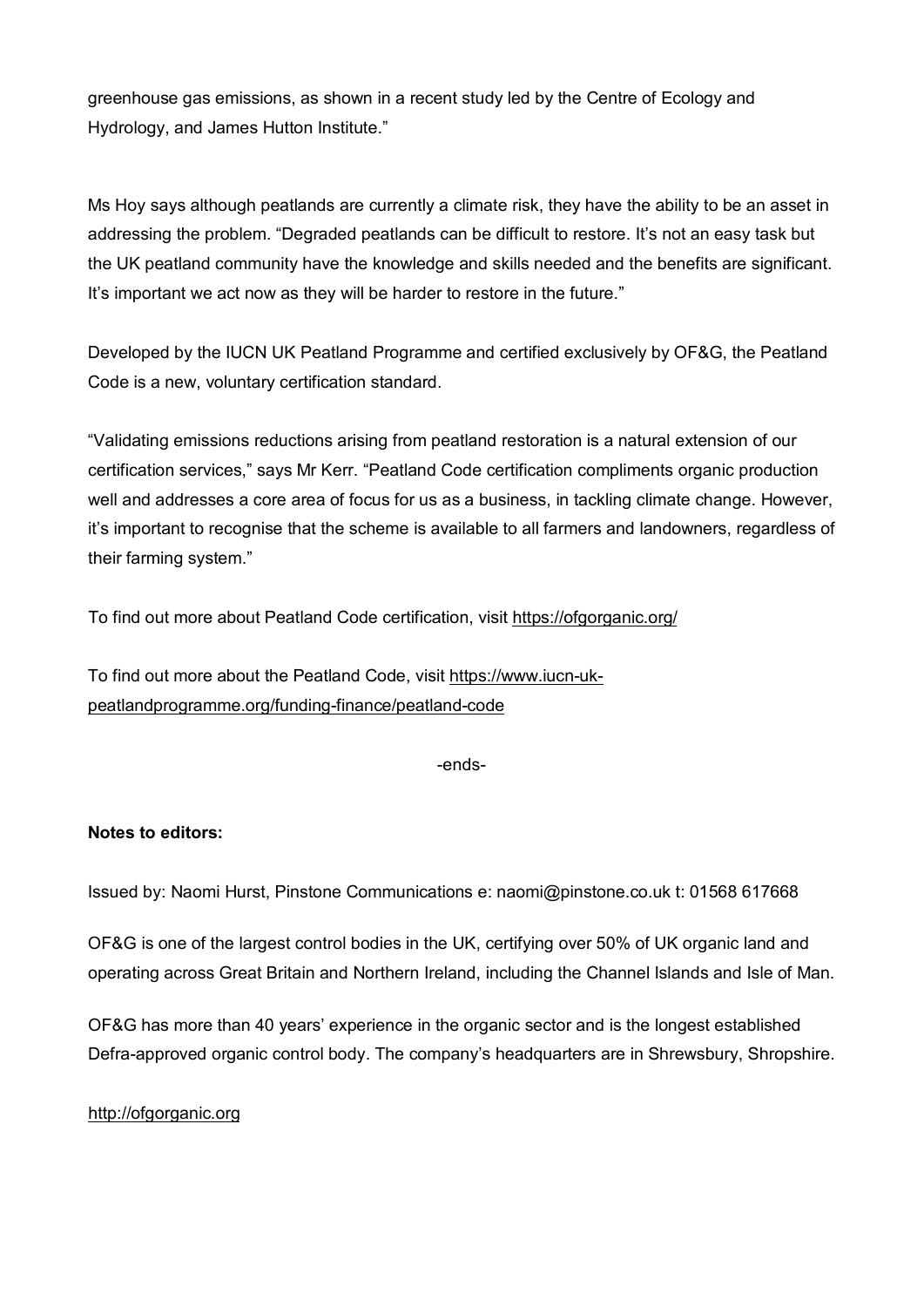greenhouse gas emissions, as shown in a recent study led by the Centre of Ecology and Hydrology, and James Hutton Institute."

Ms Hoy says although peatlands are currently a climate risk, they have the ability to be an asset in addressing the problem. "Degraded peatlands can be difficult to restore. It's not an easy task but the UK peatland community have the knowledge and skills needed and the benefits are significant. It's important we act now as they will be harder to restore in the future."

Developed by the IUCN UK Peatland Programme and certified exclusively by OF&G, the Peatland Code is a new, voluntary certification standard.

"Validating emissions reductions arising from peatland restoration is a natural extension of our certification services," says Mr Kerr. "Peatland Code certification compliments organic production well and addresses a core area of focus for us as a business, in tackling climate change. However, it's important to recognise that the scheme is available to all farmers and landowners, regardless of their farming system."

To find out more about Peatland Code certification, visit https://ofgorganic.org/

To find out more about the Peatland Code, visit https://www.iucn-uk-peatlandprogramme.org/funding-finance/peatland-code

-ends-

**Notes to editors:**

Issued by: Naomi Hurst, Pinstone Communications e: naomi@pinstone.co.uk t: 01568 617668

OF&G is one of the largest control bodies in the UK, certifying over 50% of UK organic land and operating across Great Britain and Northern Ireland, including the Channel Islands and Isle of Man.

OF&G has more than 40 years' experience in the organic sector and is the longest established Defra-approved organic control body. The company's headquarters are in Shrewsbury, Shropshire.

http://ofgorganic.org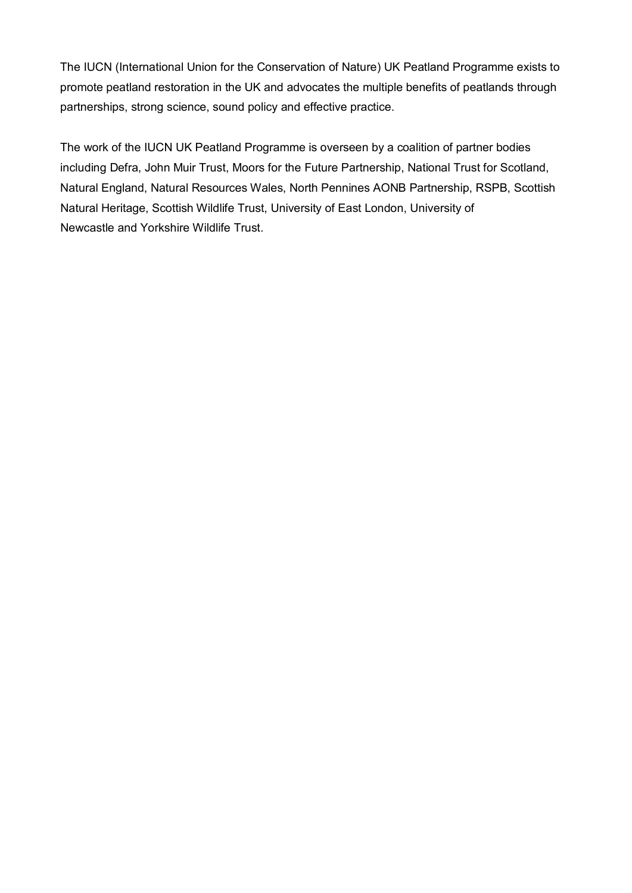The IUCN (International Union for the Conservation of Nature) UK Peatland Programme exists to promote peatland restoration in the UK and advocates the multiple benefits of peatlands through partnerships, strong science, sound policy and effective practice.

The work of the IUCN UK Peatland Programme is overseen by a coalition of partner bodies including Defra, John Muir Trust, Moors for the Future Partnership, National Trust for Scotland, Natural England, Natural Resources Wales, North Pennines AONB Partnership, RSPB, Scottish Natural Heritage, Scottish Wildlife Trust, University of East London, University of Newcastle and Yorkshire Wildlife Trust.